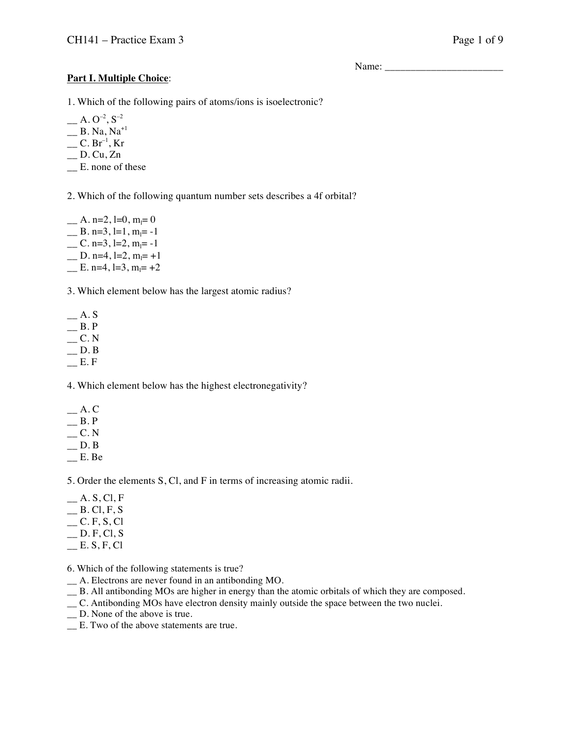Name: _______________________

**Part I. Multiple Choice**:

1. Which of the following pairs of atoms/ions is isoelectronic?

__ A. $O^{-2}$, $S^{-2}$
__ B. Na, $Na^{+1}$
__ C. $Br^{-1}$, Kr
__ D. Cu, Zn
__ E. none of these

2. Which of the following quantum number sets describes a 4f orbital?

__ A. n=2, l=0, $m_l$= 0
__ B. n=3, l=1, $m_l$= -1
__ C. n=3, l=2, $m_l$= -1
__ D. n=4, l=2, $m_l$= +1
__ E. n=4, l=3, $m_l$= +2

3. Which element below has the largest atomic radius?

__ A. S
__ B. P
__ C. N
__ D. B
__ E. F

4. Which element below has the highest electronegativity?

__ A. C
__ B. P
__ C. N
__ D. B
__ E. Be

5. Order the elements S, Cl, and F in terms of increasing atomic radii.

__ A. S, Cl, F
__ B. Cl, F, S
__ C. F, S, Cl
__ D. F, Cl, S
__ E. S, F, Cl

6. Which of the following statements is true?
__ A. Electrons are never found in an antibonding MO.
__ B. All antibonding MOs are higher in energy than the atomic orbitals of which they are composed.
__ C. Antibonding MOs have electron density mainly outside the space between the two nuclei.
__ D. None of the above is true.
__ E. Two of the above statements are true.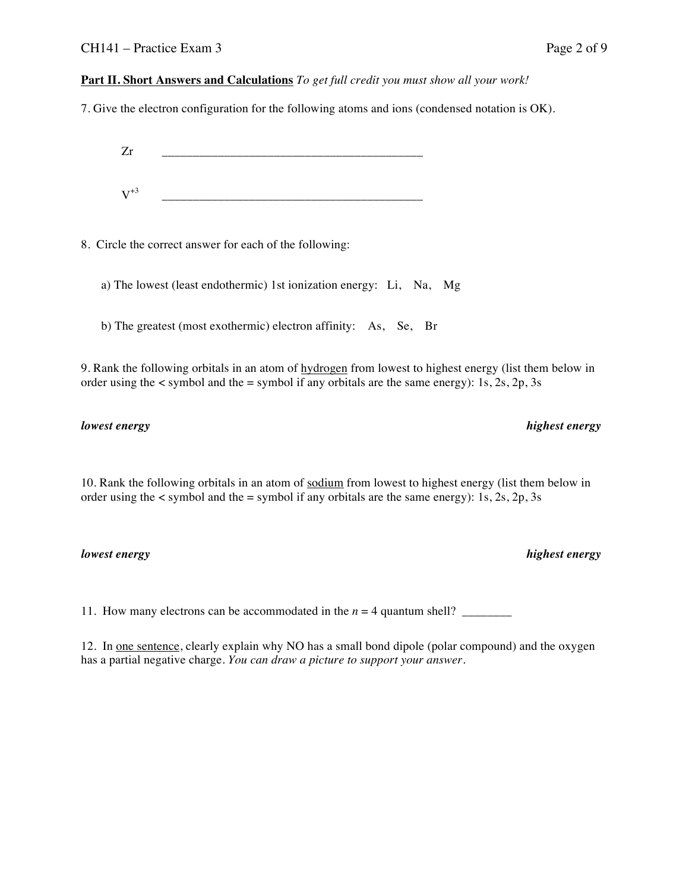**Part II. Short Answers and Calculations** *To get full credit you must show all your work!*

7. Give the electron configuration for the following atoms and ions (condensed notation is OK).

Zr ____________________________________________

$V^{+3}$ ____________________________________________

8. Circle the correct answer for each of the following:

a) The lowest (least endothermic) 1st ionization energy: Li, Na, Mg

b) The greatest (most exothermic) electron affinity: As, Se, Br

9. Rank the following orbitals in an atom of hydrogen from lowest to highest energy (list them below in order using the < symbol and the = symbol if any orbitals are the same energy): 1s, 2s, 2p, 3s

***lowest energy*** ***highest energy***

10. Rank the following orbitals in an atom of sodium from lowest to highest energy (list them below in order using the < symbol and the = symbol if any orbitals are the same energy): 1s, 2s, 2p, 3s

***lowest energy*** ***highest energy***

11. How many electrons can be accommodated in the $n = 4$ quantum shell? ________

12. In one sentence, clearly explain why NO has a small bond dipole (polar compound) and the oxygen has a partial negative charge. *You can draw a picture to support your answer.*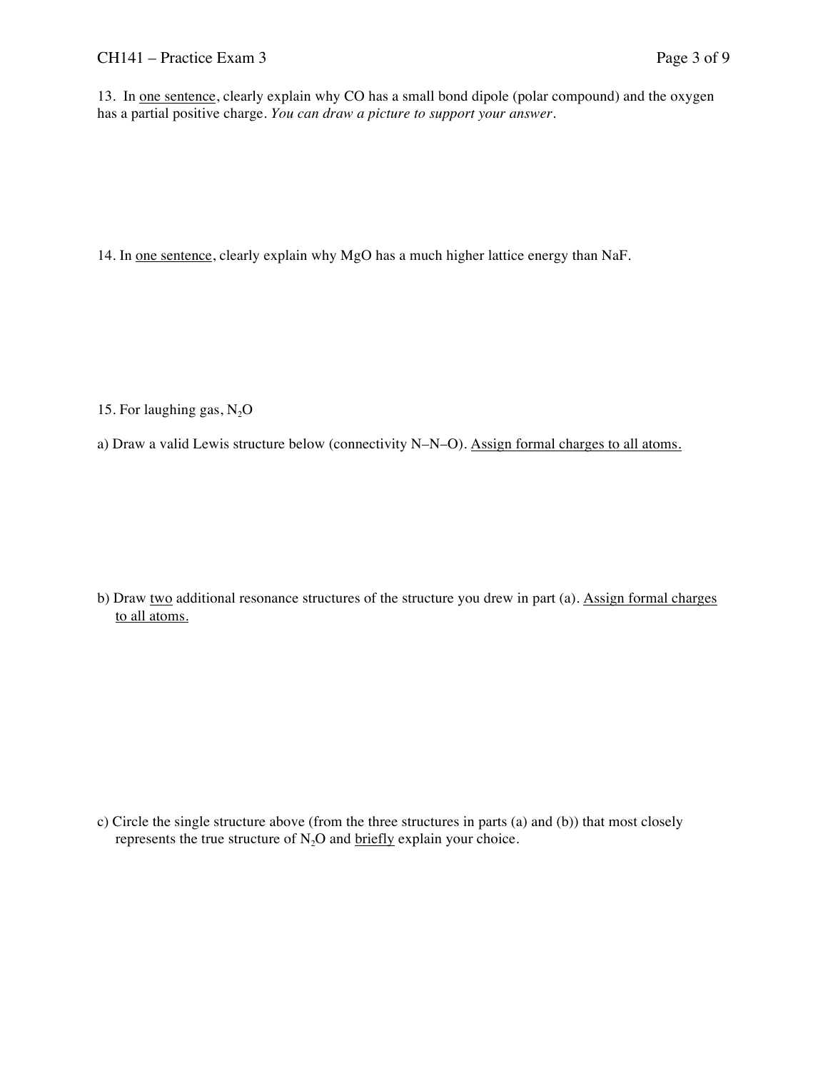13. In <u>one sentence</u>, clearly explain why CO has a small bond dipole (polar compound) and the oxygen has a partial positive charge. *You can draw a picture to support your answer.*

14. In <u>one sentence</u>, clearly explain why MgO has a much higher lattice energy than NaF.

15. For laughing gas, $N_2O$

a) Draw a valid Lewis structure below (connectivity N–N–O). <u>Assign formal charges to all atoms.</u>

b) Draw <u>two</u> additional resonance structures of the structure you drew in part (a). <u>Assign formal charges to all atoms.</u>

c) Circle the single structure above (from the three structures in parts (a) and (b)) that most closely represents the true structure of $N_2O$ and <u>briefly</u> explain your choice.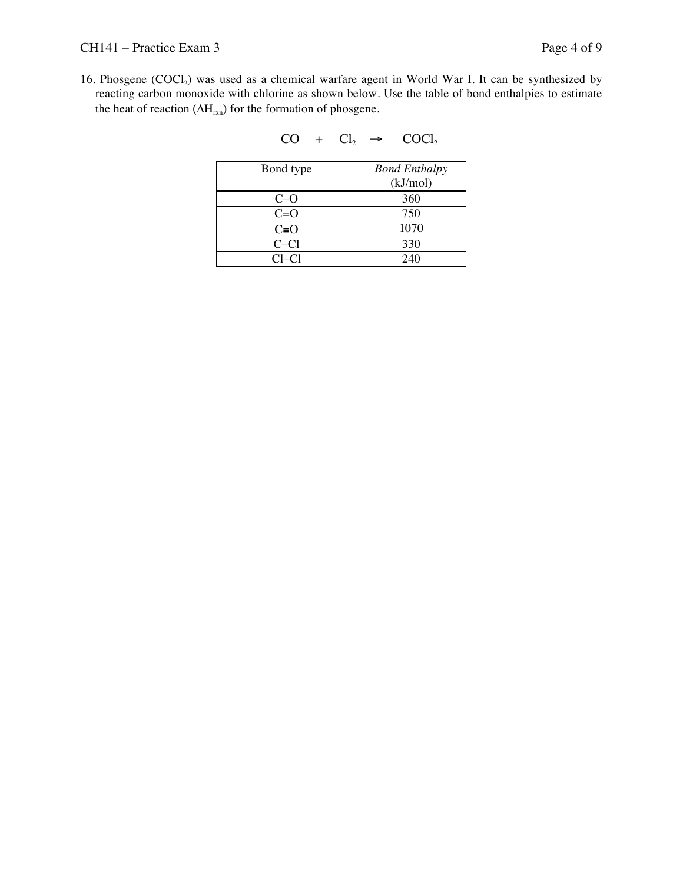16. Phosgene ($COCl_2$) was used as a chemical warfare agent in World War I. It can be synthesized by reacting carbon monoxide with chlorine as shown below. Use the table of bond enthalpies to estimate the heat of reaction ($\Delta H_{rxn}$) for the formation of phosgene.

$$CO \quad + \quad Cl_2 \quad \rightarrow \quad COCl_2$$

| Bond type | *Bond Enthalpy* (kJ/mol) |
|---|---|
| C–O | 360 |
| C=O | 750 |
| C≡O | 1070 |
| C–Cl | 330 |
| Cl–Cl | 240 |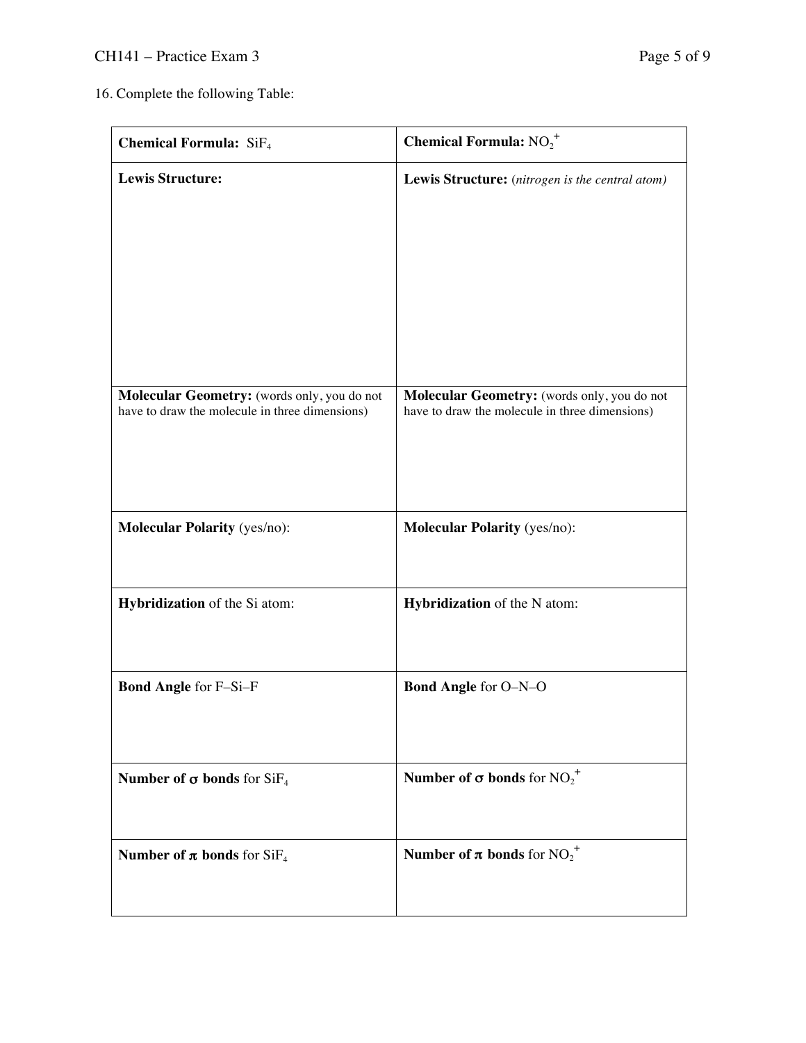16. Complete the following Table:

| **Chemical Formula:** $SiF_4$ | **Chemical Formula:** $NO_2^+$ |
| --- | --- |
| **Lewis Structure:** | **Lewis Structure:** (*nitrogen is the central atom*) |
| **Molecular Geometry:** (words only, you do not have to draw the molecule in three dimensions) | **Molecular Geometry:** (words only, you do not have to draw the molecule in three dimensions) |
| **Molecular Polarity** (yes/no): | **Molecular Polarity** (yes/no): |
| **Hybridization** of the Si atom: | **Hybridization** of the N atom: |
| **Bond Angle** for F–Si–F | **Bond Angle** for O–N–O |
| **Number of $\sigma$ bonds** for $SiF_4$ | **Number of $\sigma$ bonds** for $NO_2^+$ |
| **Number of $\pi$ bonds** for $SiF_4$ | **Number of $\pi$ bonds** for $NO_2^+$ |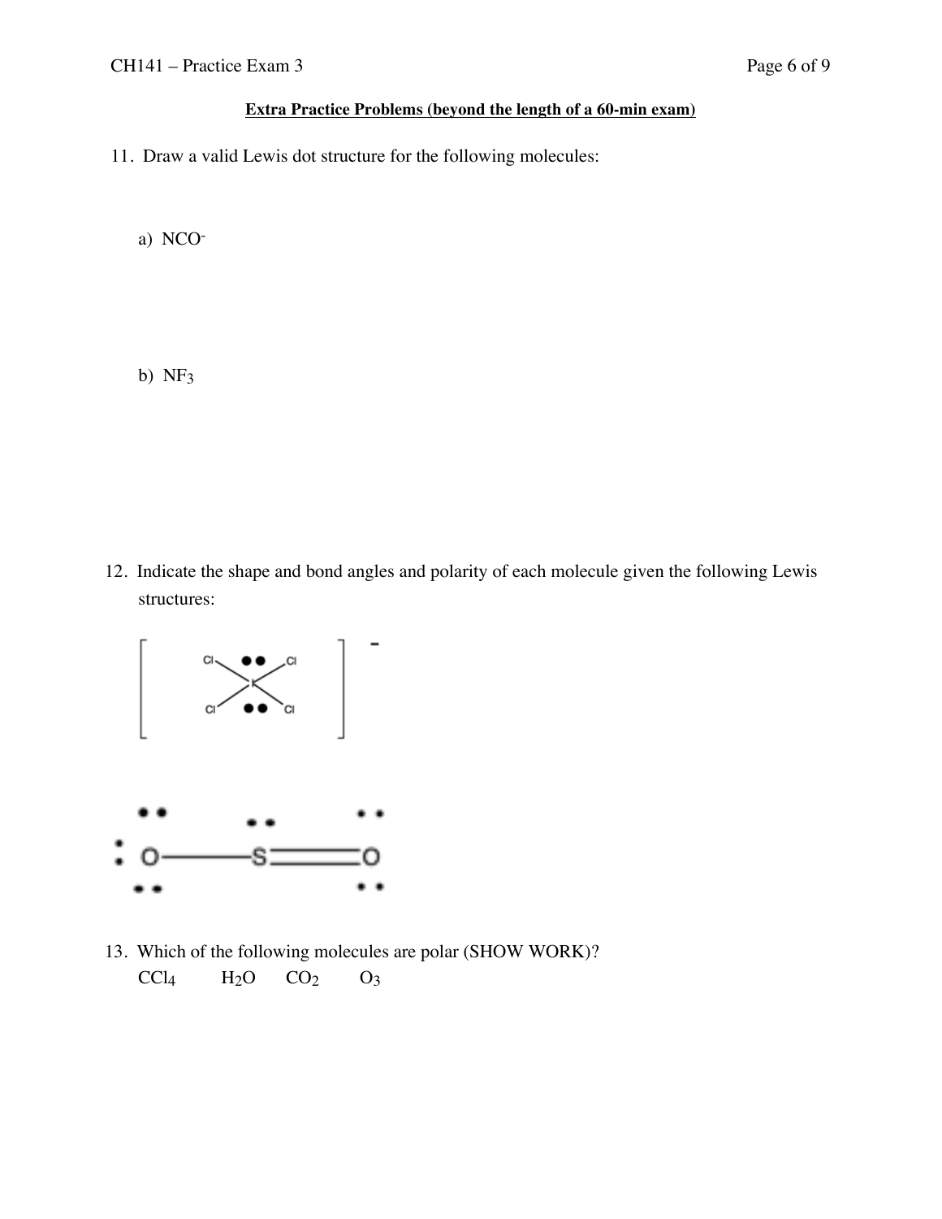**Extra Practice Problems (beyond the length of a 60-min exam)**

11. Draw a valid Lewis dot structure for the following molecules:

 a) $NCO^-$

 b) $NF_3$

12. Indicate the shape and bond angles and polarity of each molecule given the following Lewis structures:

13. Which of the following molecules are polar (SHOW WORK)?

 $CCl_4$  $H_2O$  $CO_2$  $O_3$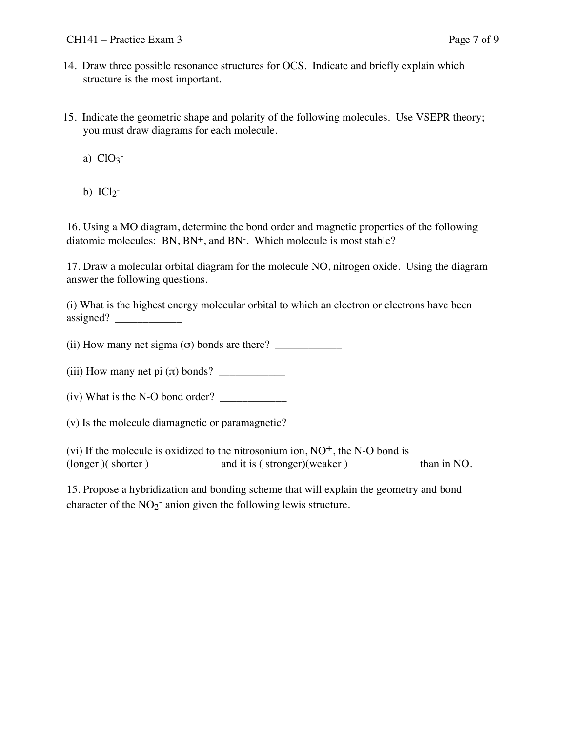14. Draw three possible resonance structures for OCS. Indicate and briefly explain which structure is the most important.

15. Indicate the geometric shape and polarity of the following molecules. Use VSEPR theory; you must draw diagrams for each molecule.

    a) $ClO_3^-$

    b) $ICl_2^-$

16. Using a MO diagram, determine the bond order and magnetic properties of the following diatomic molecules: BN, $BN^+$, and $BN^-$. Which molecule is most stable?

17. Draw a molecular orbital diagram for the molecule NO, nitrogen oxide. Using the diagram answer the following questions.

(i) What is the highest energy molecular orbital to which an electron or electrons have been assigned? ____________

(ii) How many net sigma ($\sigma$) bonds are there? ____________

(iii) How many net pi ($\pi$) bonds? ____________

(iv) What is the N-O bond order? ____________

(v) Is the molecule diamagnetic or paramagnetic? ____________

(vi) If the molecule is oxidized to the nitrosonium ion, $NO^+$, the N-O bond is (longer )( shorter ) ____________ and it is ( stronger)(weaker ) ____________ than in NO.

15. Propose a hybridization and bonding scheme that will explain the geometry and bond character of the $NO_2^-$ anion given the following lewis structure.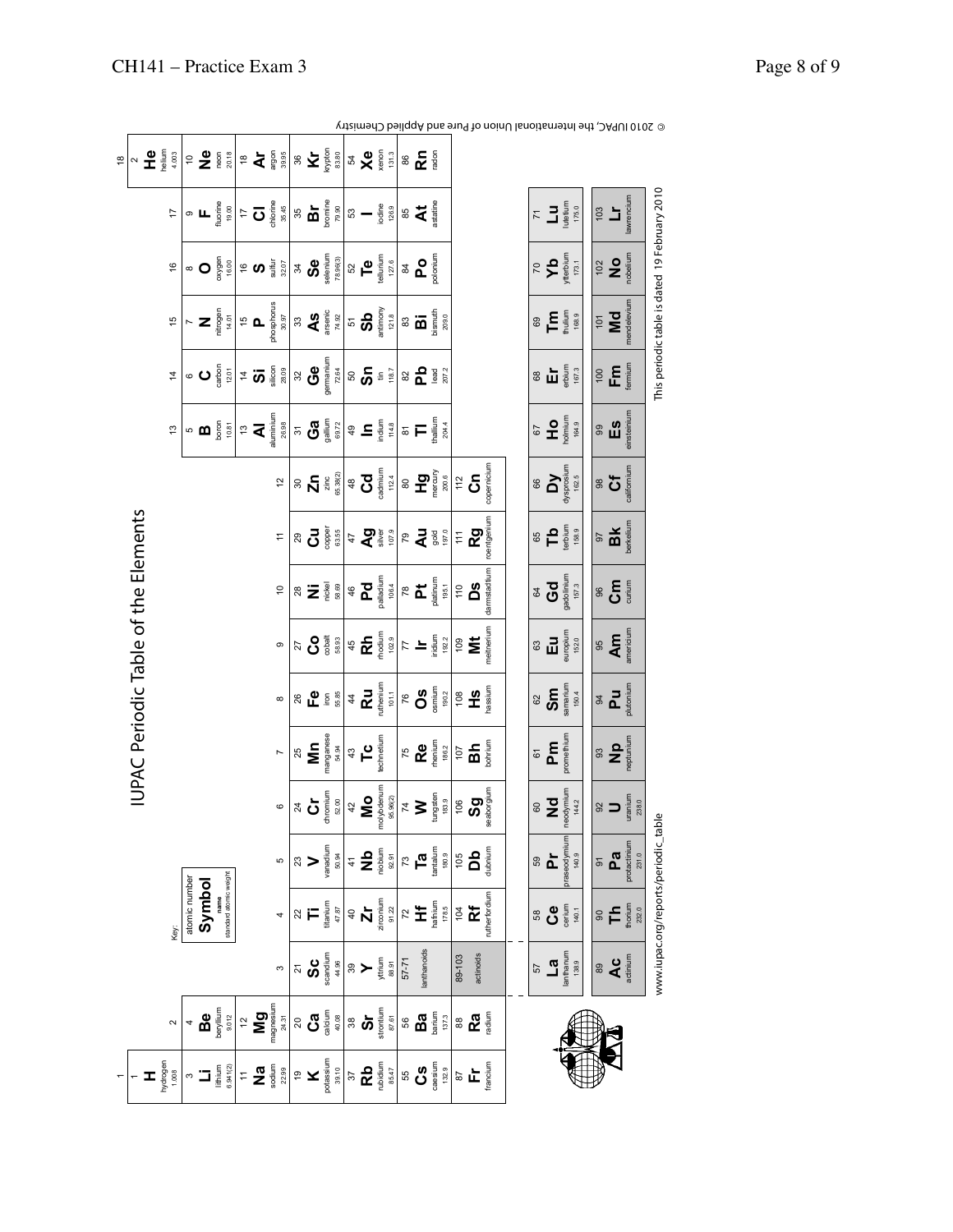# IUPAC Periodic Table of the Elements

Key:

| atomic number |
| --- |
| **Symbol** |
| name |
| standard atomic weight |

| 1 | 2 | 3 | 4 | 5 | 6 | 7 | 8 | 9 | 10 | 11 | 12 | 13 | 14 | 15 | 16 | 17 | 18 |
| --- | --- | --- | --- | --- | --- | --- | --- | --- | --- | --- | --- | --- | --- | --- | --- | --- | --- |
| 1 **H** hydrogen 1.008 | | | | | | | | | | | | | | | | | 2 **He** helium 4.003 |
| 3 **Li** lithium 6.941(2) | 4 **Be** beryllium 9.012 | | | | | | | | | | | 5 **B** boron 10.81 | 6 **C** carbon 12.01 | 7 **N** nitrogen 14.01 | 8 **O** oxygen 16.00 | 9 **F** fluorine 19.00 | 10 **Ne** neon 20.18 |
| 11 **Na** sodium 22.99 | 12 **Mg** magnesium 24.31 | | | | | | | | | | | 13 **Al** aluminium 26.98 | 14 **Si** silicon 28.09 | 15 **P** phosphorus 30.97 | 16 **S** sulfur 32.07 | 17 **Cl** chlorine 35.45 | 18 **Ar** argon 39.95 |
| 19 **K** potassium 39.10 | 20 **Ca** calcium 40.08 | 21 **Sc** scandium 44.96 | 22 **Ti** titanium 47.87 | 23 **V** vanadium 50.94 | 24 **Cr** chromium 52.00 | 25 **Mn** manganese 54.94 | 26 **Fe** iron 55.85 | 27 **Co** cobalt 58.93 | 28 **Ni** nickel 58.69 | 29 **Cu** copper 63.55 | 30 **Zn** zinc 65.38(2) | 31 **Ga** gallium 69.72 | 32 **Ge** germanium 72.64 | 33 **As** arsenic 74.92 | 34 **Se** selenium 78.96(3) | 35 **Br** bromine 79.90 | 36 **Kr** krypton 83.80 |
| 37 **Rb** rubidium 85.47 | 38 **Sr** strontium 87.62 | 39 **Y** yttrium 88.91 | 40 **Zr** zirconium 91.22 | 41 **Nb** niobium 92.91 | 42 **Mo** molybdenum 95.96(2) | 43 **Tc** technetium | 44 **Ru** ruthenium 101.1 | 45 **Rh** rhodium 102.9 | 46 **Pd** palladium 106.4 | 47 **Ag** silver 107.9 | 48 **Cd** cadmium 112.4 | 49 **In** indium 114.8 | 50 **Sn** tin 118.7 | 51 **Sb** antimony 121.8 | 52 **Te** tellurium 127.6 | 53 **I** iodine 126.9 | 54 **Xe** xenon 131.3 |
| 55 **Cs** caesium 132.9 | 56 **Ba** barium 137.3 | 57-71 lanthanoids | 72 **Hf** hafnium 178.5 | 73 **Ta** tantalum 180.9 | 74 **W** tungsten 183.9 | 75 **Re** rhenium 186.2 | 76 **Os** osmium 190.2 | 77 **Ir** iridium 192.2 | 78 **Pt** platinum 195.1 | 79 **Au** gold 197.0 | 80 **Hg** mercury 200.6 | 81 **Tl** thallium 204.4 | 82 **Pb** lead 207.2 | 83 **Bi** bismuth 209.0 | 84 **Po** polonium | 85 **At** astatine | 86 **Rn** radon |
| 87 **Fr** francium | 88 **Ra** radium | 89-103 actinoids | 104 **Rf** rutherfordium | 105 **Db** dubnium | 106 **Sg** seaborgium | 107 **Bh** bohrium | 108 **Hs** hassium | 109 **Mt** meitnerium | 110 **Ds** darmstadtium | 111 **Rg** roentgenium | 112 **Cn** copernicium | | | | | | |

| | | | | | | | | | | | | | | |
| --- | --- | --- | --- | --- | --- | --- | --- | --- | --- | --- | --- | --- | --- | --- |
| 57 **La** lanthanum 138.9 | 58 **Ce** cerium 140.1 | 59 **Pr** praseodymium 140.9 | 60 **Nd** neodymium 144.2 | 61 **Pm** promethium | 62 **Sm** samarium 150.4 | 63 **Eu** europium 152.0 | 64 **Gd** gadolinium 157.3 | 65 **Tb** terbium 158.9 | 66 **Dy** dysprosium 162.5 | 67 **Ho** holmium 164.9 | 68 **Er** erbium 167.3 | 69 **Tm** thulium 168.9 | 70 **Yb** ytterbium 173.1 | 71 **Lu** lutetium 175.0 |
| 89 **Ac** actinium | 90 **Th** thorium 232.0 | 91 **Pa** protactinium 231.0 | 92 **U** uranium 238.0 | 93 **Np** neptunium | 94 **Pu** plutonium | 95 **Am** americium | 96 **Cm** curium | 97 **Bk** berkelium | 98 **Cf** californium | 99 **Es** einsteinium | 100 **Fm** fermium | 101 **Md** mendelevium | 102 **No** nobelium | 103 **Lr** lawrencium |

www.iupac.org/reports/periodic_table

This periodic table is dated 19 February 2010

© 2010 IUPAC, the International Union of Pure and Applied Chemistry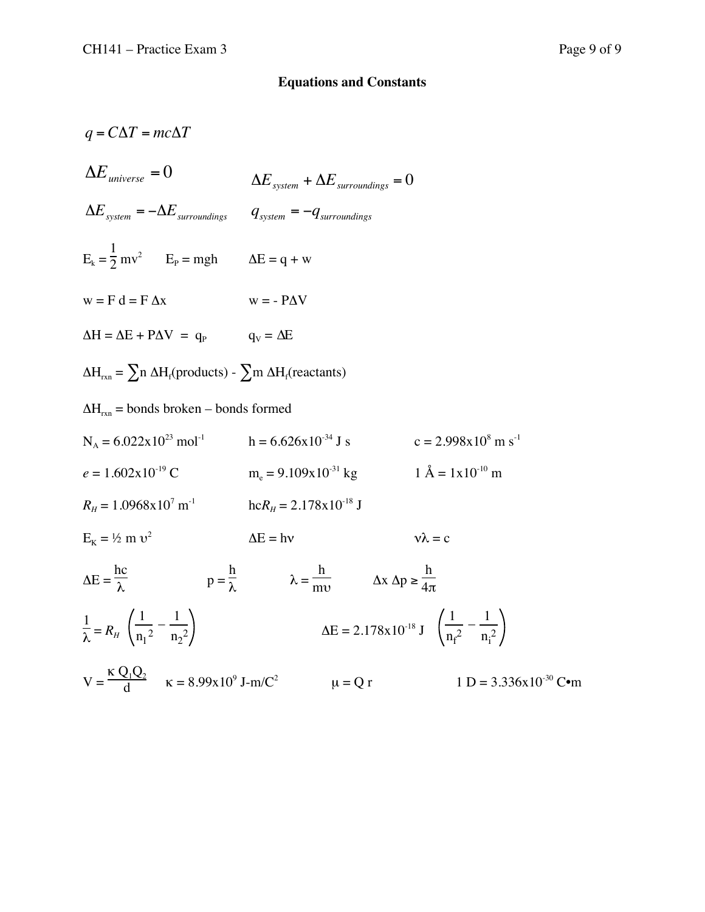## Equations and Constants

$$q = C\Delta T = mc\Delta T$$

$\Delta E_{universe} = 0$ $\qquad \Delta E_{system} + \Delta E_{surroundings} = 0$

$\Delta E_{system} = -\Delta E_{surroundings}$ $\qquad q_{system} = -q_{surroundings}$

$E_K = \frac{1}{2} mv^2$ $\qquad E_P = mgh$ $\qquad \Delta E = q + w$

$w = F\, d = F\, \Delta x$ $\qquad w = -P\Delta V$

$\Delta H = \Delta E + P\Delta V = q_P$ $\qquad q_V = \Delta E$

$$\Delta H_{rxn} = \sum n\, \Delta H_f(\text{products}) - \sum m\, \Delta H_f(\text{reactants})$$

$$\Delta H_{rxn} = \text{bonds broken} - \text{bonds formed}$$

$N_A = 6.022 \times 10^{23}\ mol^{-1}$ $\qquad h = 6.626 \times 10^{-34}$ J s $\qquad c = 2.998 \times 10^{8}\ m\ s^{-1}$

$e = 1.602 \times 10^{-19}$ C $\qquad m_e = 9.109 \times 10^{-31}$ kg $\qquad 1\ \text{Å} = 1 \times 10^{-10}$ m

$R_H = 1.0968 \times 10^{7}\ m^{-1}$ $\qquad hcR_H = 2.178 \times 10^{-18}$ J

$E_K = \frac{1}{2} m \upsilon^2$ $\qquad \Delta E = h\nu$ $\qquad \nu\lambda = c$

$\Delta E = \frac{hc}{\lambda}$ $\qquad p = \frac{h}{\lambda}$ $\qquad \lambda = \frac{h}{m\upsilon}$ $\qquad \Delta x\, \Delta p \geq \frac{h}{4\pi}$

$\frac{1}{\lambda} = R_H \left(\frac{1}{n_1^2} - \frac{1}{n_2^2}\right)$ $\qquad \Delta E = 2.178 \times 10^{-18}\ \text{J} \left(\frac{1}{n_f^2} - \frac{1}{n_i^2}\right)$

$V = \frac{\kappa Q_1 Q_2}{d}$ $\qquad \kappa = 8.99 \times 10^{9}\ J\text{-}m/C^2$ $\qquad \mu = Q\, r$ $\qquad 1\ D = 3.336 \times 10^{-30}\ C\bullet m$